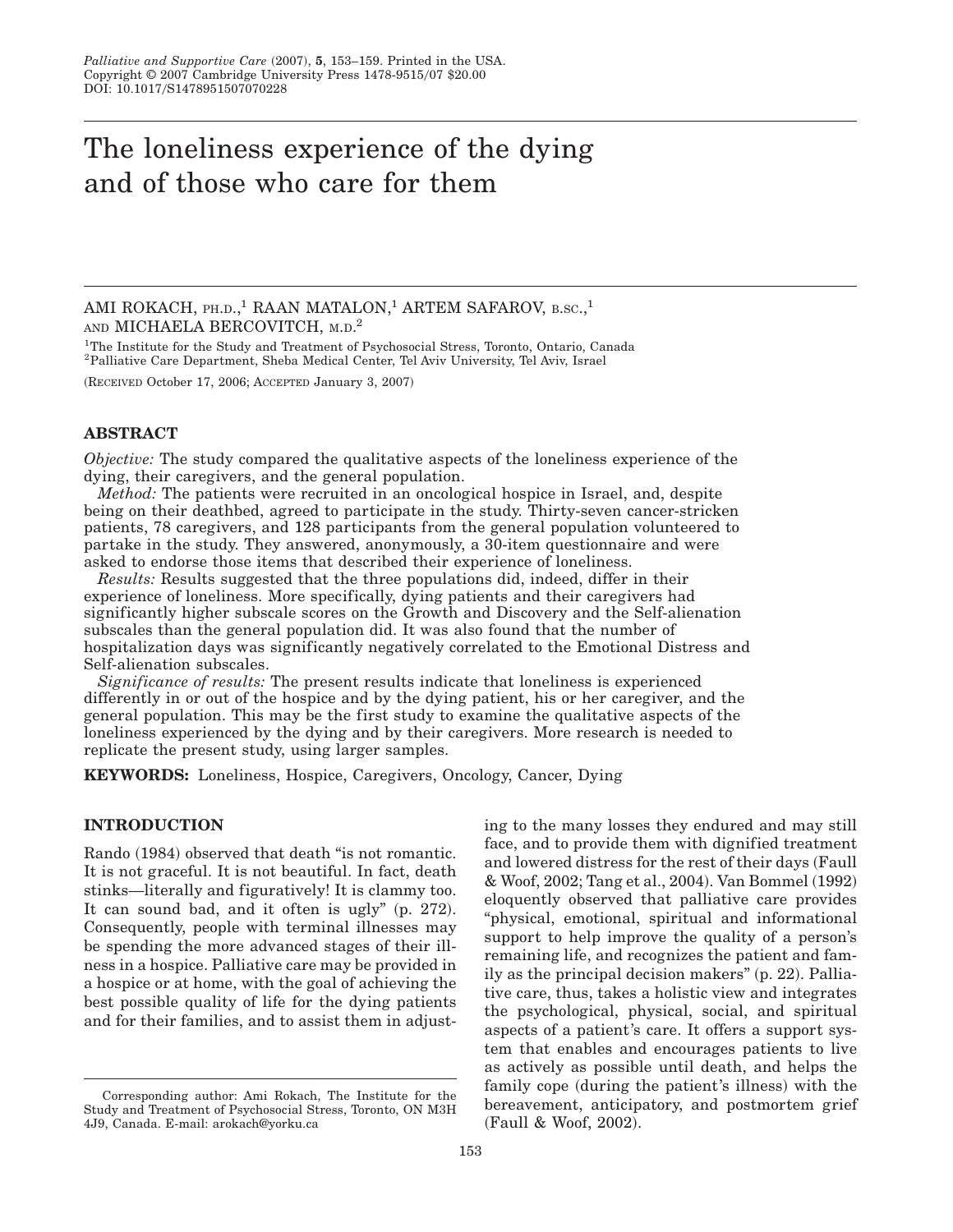# The loneliness experience of the dying and of those who care for them

AMI ROKACH, PH.D.,[1] RAAN MATALON,[1] ARTEM SAFAROV, B.SC.,[1] AND MICHAELA BERCOVITCH, M.D.[2]

[1]The Institute for the Study and Treatment of Psychosocial Stress, Toronto, Ontario, Canada
[2]Palliative Care Department, Sheba Medical Center, Tel Aviv University, Tel Aviv, Israel

(RECEIVED October 17, 2006; ACCEPTED January 3, 2007)

## ABSTRACT

*Objective:* The study compared the qualitative aspects of the loneliness experience of the dying, their caregivers, and the general population.

*Method:* The patients were recruited in an oncological hospice in Israel, and, despite being on their deathbed, agreed to participate in the study. Thirty-seven cancer-stricken patients, 78 caregivers, and 128 participants from the general population volunteered to partake in the study. They answered, anonymously, a 30-item questionnaire and were asked to endorse those items that described their experience of loneliness.

*Results:* Results suggested that the three populations did, indeed, differ in their experience of loneliness. More specifically, dying patients and their caregivers had significantly higher subscale scores on the Growth and Discovery and the Self-alienation subscales than the general population did. It was also found that the number of hospitalization days was significantly negatively correlated to the Emotional Distress and Self-alienation subscales.

*Significance of results:* The present results indicate that loneliness is experienced differently in or out of the hospice and by the dying patient, his or her caregiver, and the general population. This may be the first study to examine the qualitative aspects of the loneliness experienced by the dying and by their caregivers. More research is needed to replicate the present study, using larger samples.

**KEYWORDS:** Loneliness, Hospice, Caregivers, Oncology, Cancer, Dying

## INTRODUCTION

Rando (1984) observed that death "is not romantic. It is not graceful. It is not beautiful. In fact, death stinks—literally and figuratively! It is clammy too. It can sound bad, and it often is ugly" (p. 272). Consequently, people with terminal illnesses may be spending the more advanced stages of their illness in a hospice. Palliative care may be provided in a hospice or at home, with the goal of achieving the best possible quality of life for the dying patients and for their families, and to assist them in adjusting to the many losses they endured and may still face, and to provide them with dignified treatment and lowered distress for the rest of their days (Faull & Woof, 2002; Tang et al., 2004). Van Bommel (1992) eloquently observed that palliative care provides "physical, emotional, spiritual and informational support to help improve the quality of a person's remaining life, and recognizes the patient and family as the principal decision makers" (p. 22). Palliative care, thus, takes a holistic view and integrates the psychological, physical, social, and spiritual aspects of a patient's care. It offers a support system that enables and encourages patients to live as actively as possible until death, and helps the family cope (during the patient's illness) with the bereavement, anticipatory, and postmortem grief (Faull & Woof, 2002).

Corresponding author: Ami Rokach, The Institute for the Study and Treatment of Psychosocial Stress, Toronto, ON M3H 4J9, Canada. E-mail: arokach@yorku.ca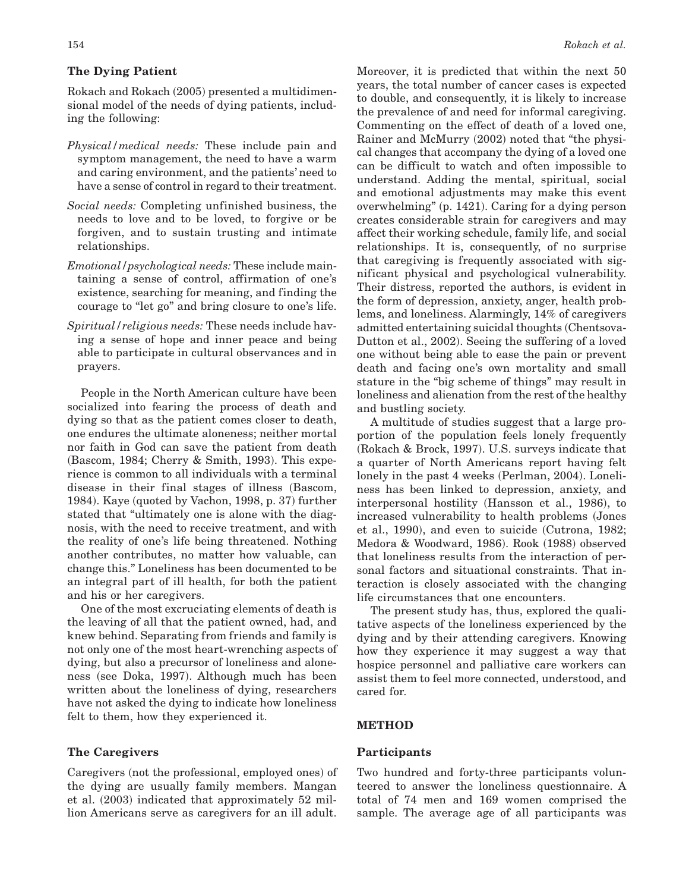### The Dying Patient

Rokach and Rokach (2005) presented a multidimensional model of the needs of dying patients, including the following:

- *Physical/medical needs:* These include pain and symptom management, the need to have a warm and caring environment, and the patients' need to have a sense of control in regard to their treatment.
- *Social needs:* Completing unfinished business, the needs to love and to be loved, to forgive or be forgiven, and to sustain trusting and intimate relationships.
- *Emotional/psychological needs:* These include maintaining a sense of control, affirmation of one's existence, searching for meaning, and finding the courage to "let go" and bring closure to one's life.
- *Spiritual/religious needs:* These needs include having a sense of hope and inner peace and being able to participate in cultural observances and in prayers.

People in the North American culture have been socialized into fearing the process of death and dying so that as the patient comes closer to death, one endures the ultimate aloneness; neither mortal nor faith in God can save the patient from death (Bascom, 1984; Cherry & Smith, 1993). This experience is common to all individuals with a terminal disease in their final stages of illness (Bascom, 1984). Kaye (quoted by Vachon, 1998, p. 37) further stated that "ultimately one is alone with the diagnosis, with the need to receive treatment, and with the reality of one's life being threatened. Nothing another contributes, no matter how valuable, can change this." Loneliness has been documented to be an integral part of ill health, for both the patient and his or her caregivers.

One of the most excruciating elements of death is the leaving of all that the patient owned, had, and knew behind. Separating from friends and family is not only one of the most heart-wrenching aspects of dying, but also a precursor of loneliness and aloneness (see Doka, 1997). Although much has been written about the loneliness of dying, researchers have not asked the dying to indicate how loneliness felt to them, how they experienced it.

### The Caregivers

Caregivers (not the professional, employed ones) of the dying are usually family members. Mangan et al. (2003) indicated that approximately 52 million Americans serve as caregivers for an ill adult. Moreover, it is predicted that within the next 50 years, the total number of cancer cases is expected to double, and consequently, it is likely to increase the prevalence of and need for informal caregiving. Commenting on the effect of death of a loved one, Rainer and McMurry (2002) noted that "the physical changes that accompany the dying of a loved one can be difficult to watch and often impossible to understand. Adding the mental, spiritual, social and emotional adjustments may make this event overwhelming" (p. 1421). Caring for a dying person creates considerable strain for caregivers and may affect their working schedule, family life, and social relationships. It is, consequently, of no surprise that caregiving is frequently associated with significant physical and psychological vulnerability. Their distress, reported the authors, is evident in the form of depression, anxiety, anger, health problems, and loneliness. Alarmingly, 14% of caregivers admitted entertaining suicidal thoughts (Chentsova-Dutton et al., 2002). Seeing the suffering of a loved one without being able to ease the pain or prevent death and facing one's own mortality and small stature in the "big scheme of things" may result in loneliness and alienation from the rest of the healthy and bustling society.

A multitude of studies suggest that a large proportion of the population feels lonely frequently (Rokach & Brock, 1997). U.S. surveys indicate that a quarter of North Americans report having felt lonely in the past 4 weeks (Perlman, 2004). Loneliness has been linked to depression, anxiety, and interpersonal hostility (Hansson et al., 1986), to increased vulnerability to health problems (Jones et al., 1990), and even to suicide (Cutrona, 1982; Medora & Woodward, 1986). Rook (1988) observed that loneliness results from the interaction of personal factors and situational constraints. That interaction is closely associated with the changing life circumstances that one encounters.

The present study has, thus, explored the qualitative aspects of the loneliness experienced by the dying and by their attending caregivers. Knowing how they experience it may suggest a way that hospice personnel and palliative care workers can assist them to feel more connected, understood, and cared for.

## METHOD

### Participants

Two hundred and forty-three participants volunteered to answer the loneliness questionnaire. A total of 74 men and 169 women comprised the sample. The average age of all participants was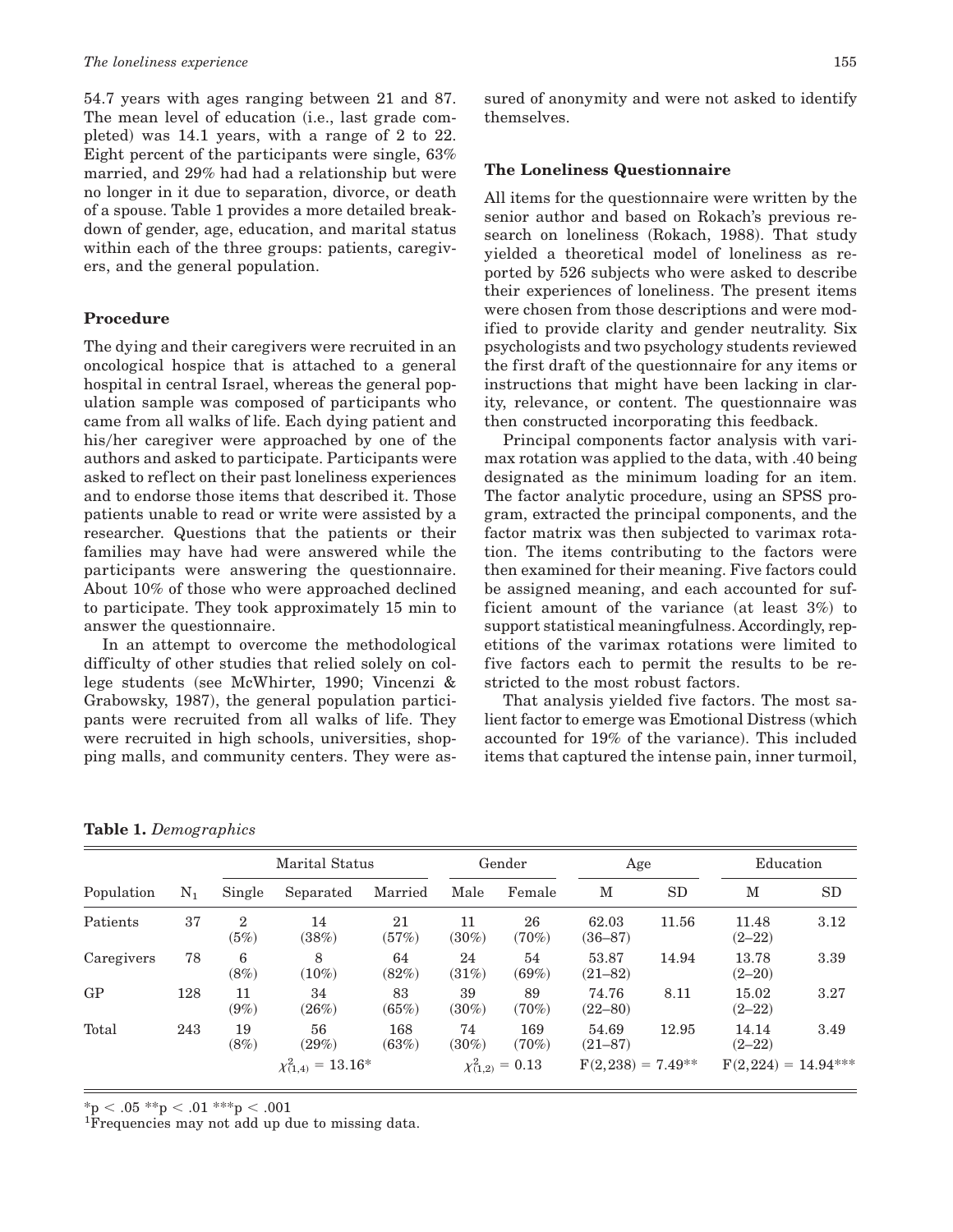54.7 years with ages ranging between 21 and 87. The mean level of education (i.e., last grade completed) was 14.1 years, with a range of 2 to 22. Eight percent of the participants were single, 63% married, and 29% had had a relationship but were no longer in it due to separation, divorce, or death of a spouse. Table 1 provides a more detailed breakdown of gender, age, education, and marital status within each of the three groups: patients, caregivers, and the general population.

### Procedure

The dying and their caregivers were recruited in an oncological hospice that is attached to a general hospital in central Israel, whereas the general population sample was composed of participants who came from all walks of life. Each dying patient and his/her caregiver were approached by one of the authors and asked to participate. Participants were asked to reflect on their past loneliness experiences and to endorse those items that described it. Those patients unable to read or write were assisted by a researcher. Questions that the patients or their families may have had were answered while the participants were answering the questionnaire. About 10% of those who were approached declined to participate. They took approximately 15 min to answer the questionnaire.

In an attempt to overcome the methodological difficulty of other studies that relied solely on college students (see McWhirter, 1990; Vincenzi & Grabowsky, 1987), the general population participants were recruited from all walks of life. They were recruited in high schools, universities, shopping malls, and community centers. They were assured of anonymity and were not asked to identify themselves.

### The Loneliness Questionnaire

All items for the questionnaire were written by the senior author and based on Rokach's previous research on loneliness (Rokach, 1988). That study yielded a theoretical model of loneliness as reported by 526 subjects who were asked to describe their experiences of loneliness. The present items were chosen from those descriptions and were modified to provide clarity and gender neutrality. Six psychologists and two psychology students reviewed the first draft of the questionnaire for any items or instructions that might have been lacking in clarity, relevance, or content. The questionnaire was then constructed incorporating this feedback.

Principal components factor analysis with varimax rotation was applied to the data, with .40 being designated as the minimum loading for an item. The factor analytic procedure, using an SPSS program, extracted the principal components, and the factor matrix was then subjected to varimax rotation. The items contributing to the factors were then examined for their meaning. Five factors could be assigned meaning, and each accounted for sufficient amount of the variance (at least 3%) to support statistical meaningfulness. Accordingly, repetitions of the varimax rotations were limited to five factors each to permit the results to be restricted to the most robust factors.

That analysis yielded five factors. The most salient factor to emerge was Emotional Distress (which accounted for 19% of the variance). This included items that captured the intense pain, inner turmoil,

**Table 1.** *Demographics*

| Population | $N_1$ | Marital Status | | | Gender | | Age | | Education | |
|---|---|---|---|---|---|---|---|---|---|---|
| | | Single | Separated | Married | Male | Female | M | SD | M | SD |
| Patients | 37 | 2 (5%) | 14 (38%) | 21 (57%) | 11 (30%) | 26 (70%) | 62.03 (36–87) | 11.56 | 11.48 (2–22) | 3.12 |
| Caregivers | 78 | 6 (8%) | 8 (10%) | 64 (82%) | 24 (31%) | 54 (69%) | 53.87 (21–82) | 14.94 | 13.78 (2–20) | 3.39 |
| GP | 128 | 11 (9%) | 34 (26%) | 83 (65%) | 39 (30%) | 89 (70%) | 74.76 (22–80) | 8.11 | 15.02 (2–22) | 3.27 |
| Total | 243 | 19 (8%) | 56 (29%) | 168 (63%) | 74 (30%) | 169 (70%) | 54.69 (21–87) | 12.95 | 14.14 (2–22) | 3.49 |
| | | | $\chi^2_{(1,4)} = 13.16$* | | $\chi^2_{(1,2)} = 0.13$ | | $F(2,238) = 7.49$** | | $F(2,224) = 14.94$*** | |

*p < .05 **p < .01 ***p < .001

[1]Frequencies may not add up due to missing data.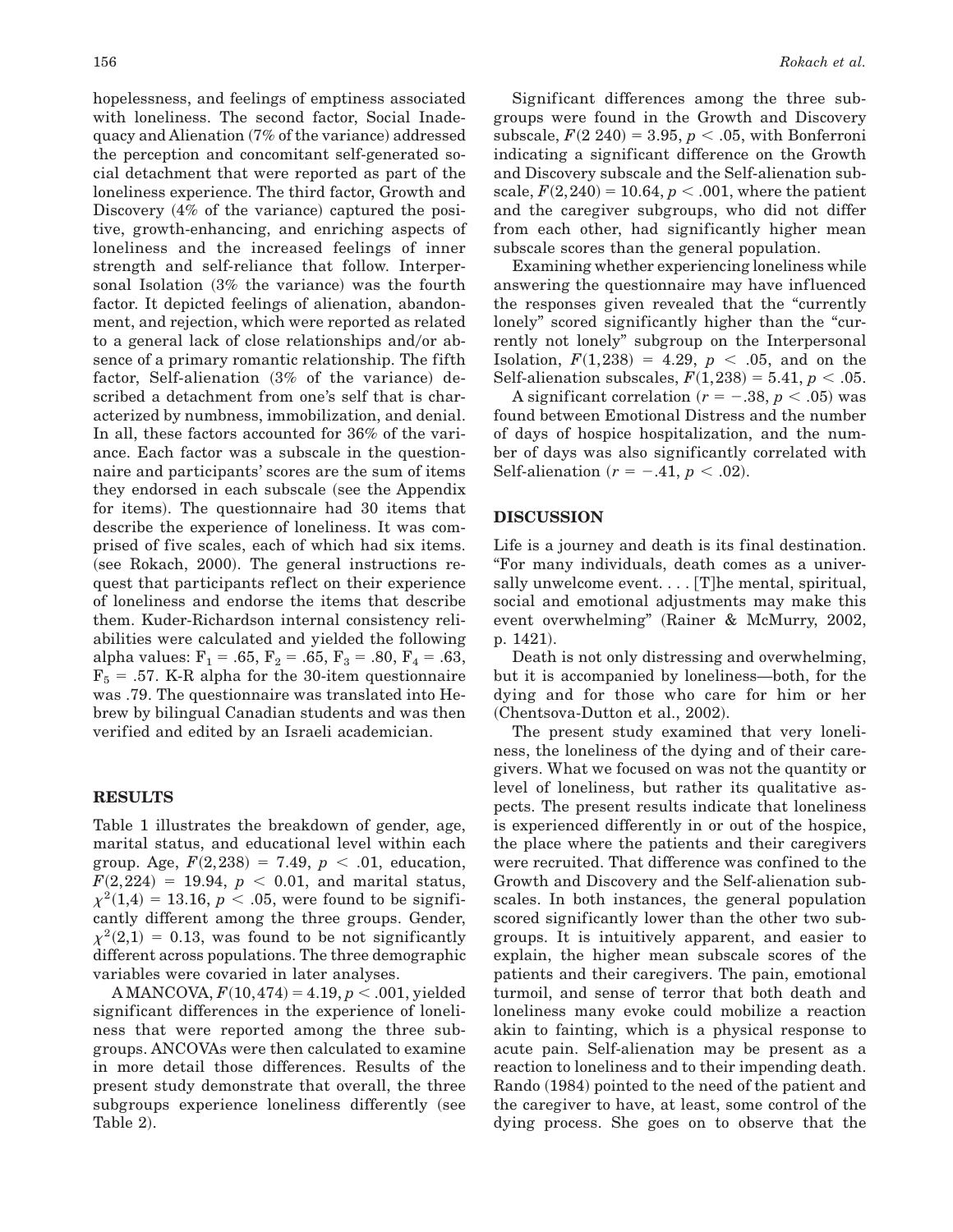hopelessness, and feelings of emptiness associated with loneliness. The second factor, Social Inadequacy and Alienation (7% of the variance) addressed the perception and concomitant self-generated social detachment that were reported as part of the loneliness experience. The third factor, Growth and Discovery (4% of the variance) captured the positive, growth-enhancing, and enriching aspects of loneliness and the increased feelings of inner strength and self-reliance that follow. Interpersonal Isolation (3% the variance) was the fourth factor. It depicted feelings of alienation, abandonment, and rejection, which were reported as related to a general lack of close relationships and/or absence of a primary romantic relationship. The fifth factor, Self-alienation (3% of the variance) described a detachment from one's self that is characterized by numbness, immobilization, and denial. In all, these factors accounted for 36% of the variance. Each factor was a subscale in the questionnaire and participants' scores are the sum of items they endorsed in each subscale (see the Appendix for items). The questionnaire had 30 items that describe the experience of loneliness. It was comprised of five scales, each of which had six items. (see Rokach, 2000). The general instructions request that participants reflect on their experience of loneliness and endorse the items that describe them. Kuder-Richardson internal consistency reliabilities were calculated and yielded the following alpha values: $F_1 = .65$, $F_2 = .65$, $F_3 = .80$, $F_4 = .63$, $F_5 = .57$. K-R alpha for the 30-item questionnaire was .79. The questionnaire was translated into Hebrew by bilingual Canadian students and was then verified and edited by an Israeli academician.

## RESULTS

Table 1 illustrates the breakdown of gender, age, marital status, and educational level within each group. Age, $F(2,238) = 7.49$, $p < .01$, education, $F(2,224) = 19.94$, $p < 0.01$, and marital status, $\chi^2(1,4) = 13.16$, $p < .05$, were found to be significantly different among the three groups. Gender, $\chi^2(2,1) = 0.13$, was found to be not significantly different across populations. The three demographic variables were covaried in later analyses.

A MANCOVA, $F(10,474) = 4.19$, $p < .001$, yielded significant differences in the experience of loneliness that were reported among the three subgroups. ANCOVAs were then calculated to examine in more detail those differences. Results of the present study demonstrate that overall, the three subgroups experience loneliness differently (see Table 2).

Significant differences among the three subgroups were found in the Growth and Discovery subscale, $F(2\ 240) = 3.95$, $p < .05$, with Bonferroni indicating a significant difference on the Growth and Discovery subscale and the Self-alienation subscale, $F(2,240) = 10.64$, $p < .001$, where the patient and the caregiver subgroups, who did not differ from each other, had significantly higher mean subscale scores than the general population.

Examining whether experiencing loneliness while answering the questionnaire may have influenced the responses given revealed that the "currently lonely" scored significantly higher than the "currently not lonely" subgroup on the Interpersonal Isolation, $F(1,238) = 4.29$, $p < .05$, and on the Self-alienation subscales, $F(1,238) = 5.41$, $p < .05$.

A significant correlation ($r = -.38$, $p < .05$) was found between Emotional Distress and the number of days of hospice hospitalization, and the number of days was also significantly correlated with Self-alienation ($r = -.41$, $p < .02$).

## DISCUSSION

Life is a journey and death is its final destination. "For many individuals, death comes as a universally unwelcome event. . . . [T]he mental, spiritual, social and emotional adjustments may make this event overwhelming" (Rainer & McMurry, 2002, p. 1421).

Death is not only distressing and overwhelming, but it is accompanied by loneliness—both, for the dying and for those who care for him or her (Chentsova-Dutton et al., 2002).

The present study examined that very loneliness, the loneliness of the dying and of their caregivers. What we focused on was not the quantity or level of loneliness, but rather its qualitative aspects. The present results indicate that loneliness is experienced differently in or out of the hospice, the place where the patients and their caregivers were recruited. That difference was confined to the Growth and Discovery and the Self-alienation subscales. In both instances, the general population scored significantly lower than the other two subgroups. It is intuitively apparent, and easier to explain, the higher mean subscale scores of the patients and their caregivers. The pain, emotional turmoil, and sense of terror that both death and loneliness many evoke could mobilize a reaction akin to fainting, which is a physical response to acute pain. Self-alienation may be present as a reaction to loneliness and to their impending death. Rando (1984) pointed to the need of the patient and the caregiver to have, at least, some control of the dying process. She goes on to observe that the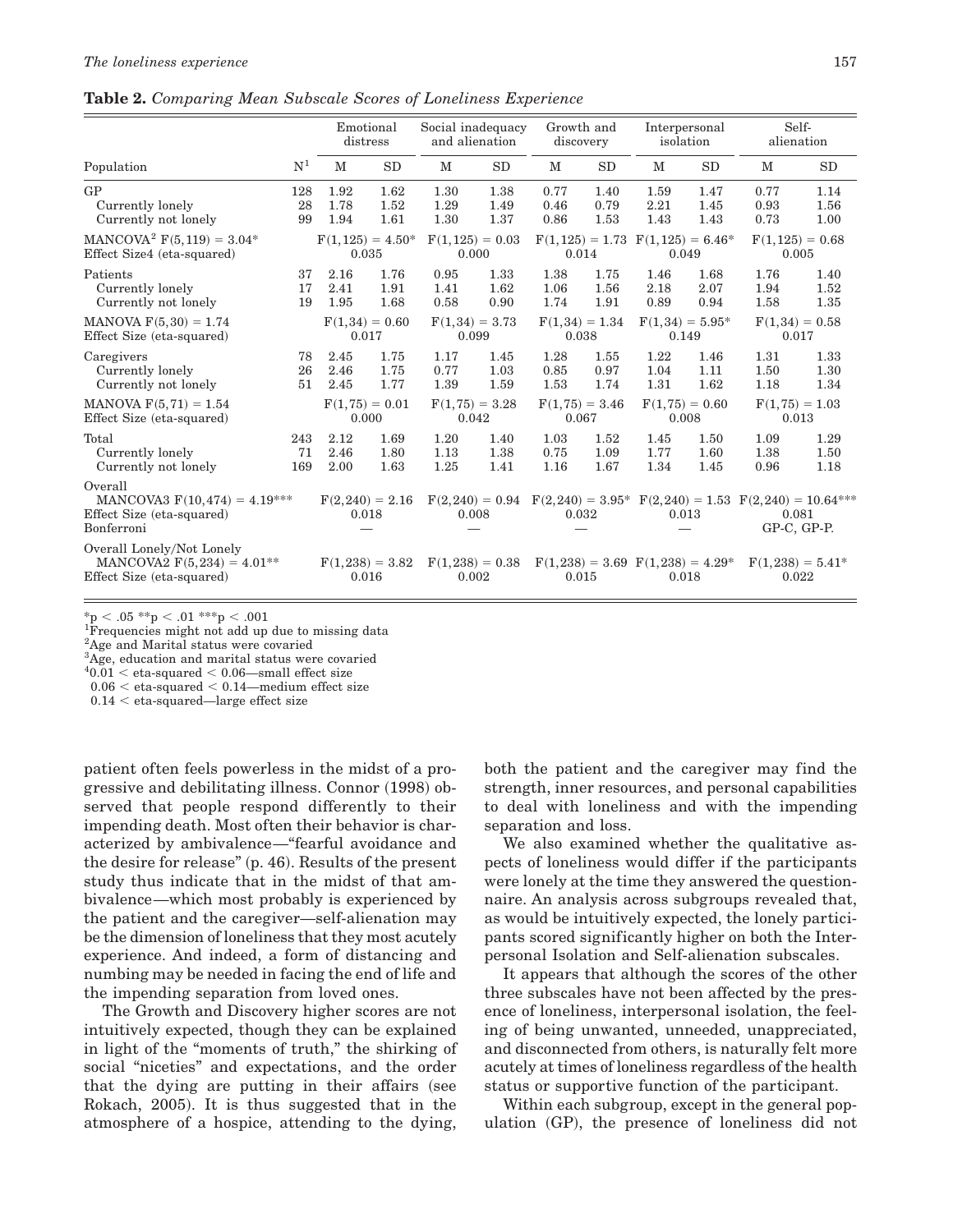**Table 2.** *Comparing Mean Subscale Scores of Loneliness Experience*

| Population | N[1] | Emotional distress | | Social inadequacy and alienation | | Growth and discovery | | Interpersonal isolation | | Self-alienation | |
|---|---|---|---|---|---|---|---|---|---|---|---|
| | | M | SD | M | SD | M | SD | M | SD | M | SD |
| GP | 128 | 1.92 | 1.62 | 1.30 | 1.38 | 0.77 | 1.40 | 1.59 | 1.47 | 0.77 | 1.14 |
| Currently lonely | 28 | 1.78 | 1.52 | 1.29 | 1.49 | 0.46 | 0.79 | 2.21 | 1.45 | 0.93 | 1.56 |
| Currently not lonely | 99 | 1.94 | 1.61 | 1.30 | 1.37 | 0.86 | 1.53 | 1.43 | 1.43 | 0.73 | 1.00 |
| MANCOVA[2] $F(5,119) = 3.04^{*}$ | | $F(1,125) = 4.50^{*}$ | | $F(1,125) = 0.03$ | | $F(1,125) = 1.73$ | | $F(1,125) = 6.46^{*}$ | | $F(1,125) = 0.68$ | |
| Effect Size4 (eta-squared) | | 0.035 | | 0.000 | | 0.014 | | 0.049 | | 0.005 | |
| Patients | 37 | 2.16 | 1.76 | 0.95 | 1.33 | 1.38 | 1.75 | 1.46 | 1.68 | 1.76 | 1.40 |
| Currently lonely | 17 | 2.41 | 1.91 | 1.41 | 1.62 | 1.06 | 1.56 | 2.18 | 2.07 | 1.94 | 1.52 |
| Currently not lonely | 19 | 1.95 | 1.68 | 0.58 | 0.90 | 1.74 | 1.91 | 0.89 | 0.94 | 1.58 | 1.35 |
| MANOVA $F(5,30) = 1.74$ | | $F(1,34) = 0.60$ | | $F(1,34) = 3.73$ | | $F(1,34) = 1.34$ | | $F(1,34) = 5.95^{*}$ | | $F(1,34) = 0.58$ | |
| Effect Size (eta-squared) | | 0.017 | | 0.099 | | 0.038 | | 0.149 | | 0.017 | |
| Caregivers | 78 | 2.45 | 1.75 | 1.17 | 1.45 | 1.28 | 1.55 | 1.22 | 1.46 | 1.31 | 1.33 |
| Currently lonely | 26 | 2.46 | 1.75 | 0.77 | 1.03 | 0.85 | 0.97 | 1.04 | 1.11 | 1.50 | 1.30 |
| Currently not lonely | 51 | 2.45 | 1.77 | 1.39 | 1.59 | 1.53 | 1.74 | 1.31 | 1.62 | 1.18 | 1.34 |
| MANOVA $F(5,71) = 1.54$ | | $F(1,75) = 0.01$ | | $F(1,75) = 3.28$ | | $F(1,75) = 3.46$ | | $F(1,75) = 0.60$ | | $F(1,75) = 1.03$ | |
| Effect Size (eta-squared) | | 0.000 | | 0.042 | | 0.067 | | 0.008 | | 0.013 | |
| Total | 243 | 2.12 | 1.69 | 1.20 | 1.40 | 1.03 | 1.52 | 1.45 | 1.50 | 1.09 | 1.29 |
| Currently lonely | 71 | 2.46 | 1.80 | 1.13 | 1.38 | 0.75 | 1.09 | 1.77 | 1.60 | 1.38 | 1.50 |
| Currently not lonely | 169 | 2.00 | 1.63 | 1.25 | 1.41 | 1.16 | 1.67 | 1.34 | 1.45 | 0.96 | 1.18 |
| Overall | | | | | | | | | | | |
| MANCOVA3 $F(10,474) = 4.19^{***}$ | | $F(2,240) = 2.16$ | | $F(2,240) = 0.94$ | | $F(2,240) = 3.95^{*}$ | | $F(2,240) = 1.53$ | | $F(2,240) = 10.64^{***}$ | |
| Effect Size (eta-squared) | | 0.018 | | 0.008 | | 0.032 | | 0.013 | | 0.081 | |
| Bonferroni | | — | | — | | — | | — | | GP-C, GP-P. | |
| Overall Lonely/Not Lonely | | | | | | | | | | | |
| MANCOVA2 $F(5,234) = 4.01^{**}$ | | $F(1,238) = 3.82$ | | $F(1,238) = 0.38$ | | $F(1,238) = 3.69$ | | $F(1,238) = 4.29^{*}$ | | $F(1,238) = 5.41^{*}$ | |
| Effect Size (eta-squared) | | 0.016 | | 0.002 | | 0.015 | | 0.018 | | 0.022 | |

$^{*}p < .05$ $^{**}p < .01$ $^{***}p < .001$
[1]Frequencies might not add up due to missing data
[2]Age and Marital status were covaried
[3]Age, education and marital status were covaried
[4]0.01 < eta-squared < 0.06—small effect size
0.06 < eta-squared < 0.14—medium effect size
0.14 < eta-squared—large effect size

patient often feels powerless in the midst of a progressive and debilitating illness. Connor (1998) observed that people respond differently to their impending death. Most often their behavior is characterized by ambivalence—"fearful avoidance and the desire for release" (p. 46). Results of the present study thus indicate that in the midst of that ambivalence—which most probably is experienced by the patient and the caregiver—self-alienation may be the dimension of loneliness that they most acutely experience. And indeed, a form of distancing and numbing may be needed in facing the end of life and the impending separation from loved ones.

The Growth and Discovery higher scores are not intuitively expected, though they can be explained in light of the "moments of truth," the shirking of social "niceties" and expectations, and the order that the dying are putting in their affairs (see Rokach, 2005). It is thus suggested that in the atmosphere of a hospice, attending to the dying, both the patient and the caregiver may find the strength, inner resources, and personal capabilities to deal with loneliness and with the impending separation and loss.

We also examined whether the qualitative aspects of loneliness would differ if the participants were lonely at the time they answered the questionnaire. An analysis across subgroups revealed that, as would be intuitively expected, the lonely participants scored significantly higher on both the Interpersonal Isolation and Self-alienation subscales.

It appears that although the scores of the other three subscales have not been affected by the presence of loneliness, interpersonal isolation, the feeling of being unwanted, unneeded, unappreciated, and disconnected from others, is naturally felt more acutely at times of loneliness regardless of the health status or supportive function of the participant.

Within each subgroup, except in the general population (GP), the presence of loneliness did not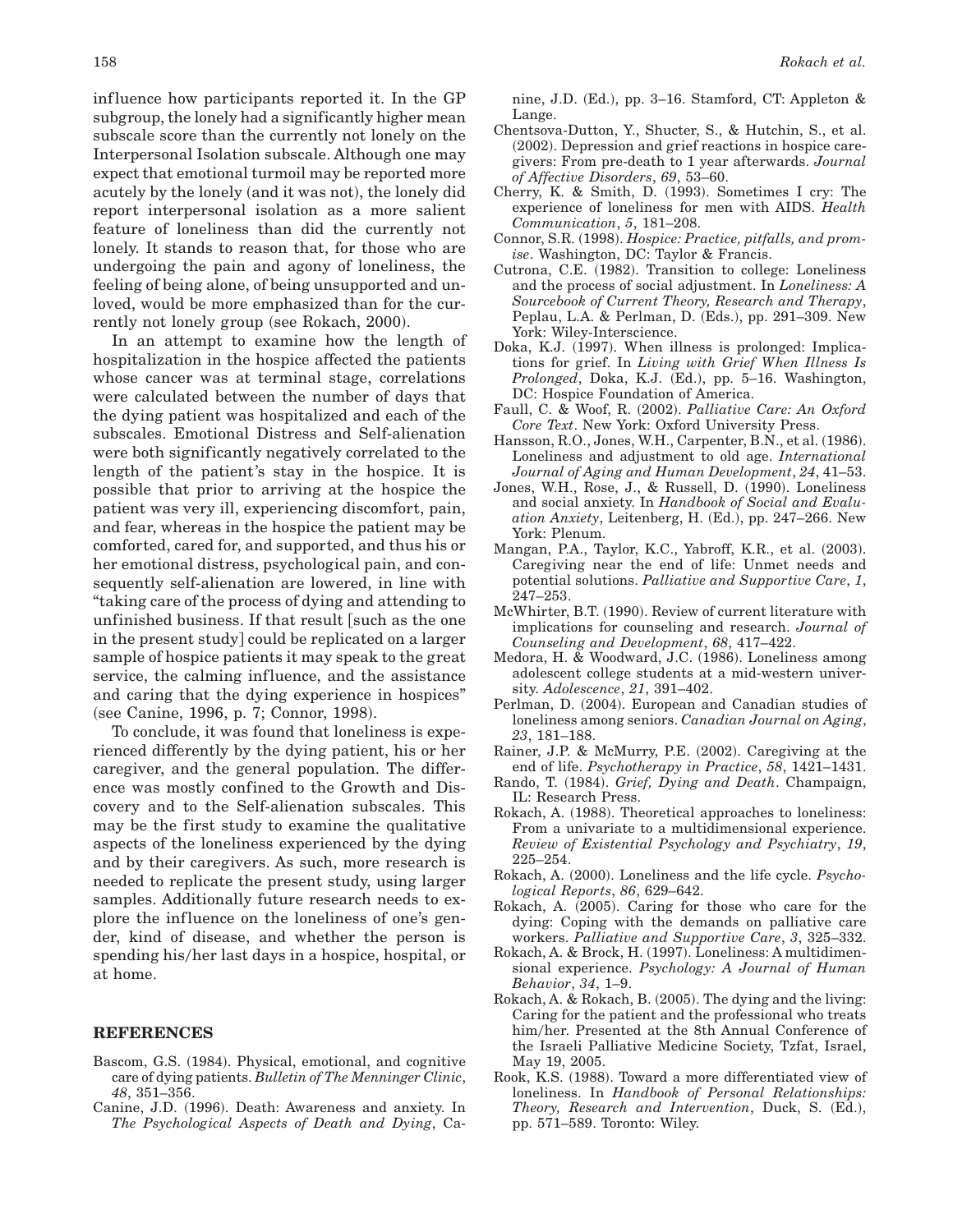influence how participants reported it. In the GP subgroup, the lonely had a significantly higher mean subscale score than the currently not lonely on the Interpersonal Isolation subscale. Although one may expect that emotional turmoil may be reported more acutely by the lonely (and it was not), the lonely did report interpersonal isolation as a more salient feature of loneliness than did the currently not lonely. It stands to reason that, for those who are undergoing the pain and agony of loneliness, the feeling of being alone, of being unsupported and unloved, would be more emphasized than for the currently not lonely group (see Rokach, 2000).

In an attempt to examine how the length of hospitalization in the hospice affected the patients whose cancer was at terminal stage, correlations were calculated between the number of days that the dying patient was hospitalized and each of the subscales. Emotional Distress and Self-alienation were both significantly negatively correlated to the length of the patient's stay in the hospice. It is possible that prior to arriving at the hospice the patient was very ill, experiencing discomfort, pain, and fear, whereas in the hospice the patient may be comforted, cared for, and supported, and thus his or her emotional distress, psychological pain, and consequently self-alienation are lowered, in line with "taking care of the process of dying and attending to unfinished business. If that result [such as the one in the present study] could be replicated on a larger sample of hospice patients it may speak to the great service, the calming influence, and the assistance and caring that the dying experience in hospices" (see Canine, 1996, p. 7; Connor, 1998).

To conclude, it was found that loneliness is experienced differently by the dying patient, his or her caregiver, and the general population. The difference was mostly confined to the Growth and Discovery and to the Self-alienation subscales. This may be the first study to examine the qualitative aspects of the loneliness experienced by the dying and by their caregivers. As such, more research is needed to replicate the present study, using larger samples. Additionally future research needs to explore the influence on the loneliness of one's gender, kind of disease, and whether the person is spending his/her last days in a hospice, hospital, or at home.

## REFERENCES

Bascom, G.S. (1984). Physical, emotional, and cognitive care of dying patients. *Bulletin of The Menninger Clinic*, *48*, 351–356.

Canine, J.D. (1996). Death: Awareness and anxiety. In *The Psychological Aspects of Death and Dying*, Canine, J.D. (Ed.), pp. 3–16. Stamford, CT: Appleton & Lange.

Chentsova-Dutton, Y., Shucter, S., & Hutchin, S., et al. (2002). Depression and grief reactions in hospice caregivers: From pre-death to 1 year afterwards. *Journal of Affective Disorders*, *69*, 53–60.

Cherry, K. & Smith, D. (1993). Sometimes I cry: The experience of loneliness for men with AIDS. *Health Communication*, *5*, 181–208.

Connor, S.R. (1998). *Hospice: Practice, pitfalls, and promise*. Washington, DC: Taylor & Francis.

Cutrona, C.E. (1982). Transition to college: Loneliness and the process of social adjustment. In *Loneliness: A Sourcebook of Current Theory, Research and Therapy*, Peplau, L.A. & Perlman, D. (Eds.), pp. 291–309. New York: Wiley-Interscience.

Doka, K.J. (1997). When illness is prolonged: Implications for grief. In *Living with Grief When Illness Is Prolonged*, Doka, K.J. (Ed.), pp. 5–16. Washington, DC: Hospice Foundation of America.

Faull, C. & Woof, R. (2002). *Palliative Care: An Oxford Core Text*. New York: Oxford University Press.

Hansson, R.O., Jones, W.H., Carpenter, B.N., et al. (1986). Loneliness and adjustment to old age. *International Journal of Aging and Human Development*, *24*, 41–53.

Jones, W.H., Rose, J., & Russell, D. (1990). Loneliness and social anxiety. In *Handbook of Social and Evaluation Anxiety*, Leitenberg, H. (Ed.), pp. 247–266. New York: Plenum.

Mangan, P.A., Taylor, K.C., Yabroff, K.R., et al. (2003). Caregiving near the end of life: Unmet needs and potential solutions. *Palliative and Supportive Care*, *1*, 247–253.

McWhirter, B.T. (1990). Review of current literature with implications for counseling and research. *Journal of Counseling and Development*, *68*, 417–422.

Medora, H. & Woodward, J.C. (1986). Loneliness among adolescent college students at a mid-western university. *Adolescence*, *21*, 391–402.

Perlman, D. (2004). European and Canadian studies of loneliness among seniors. *Canadian Journal on Aging*, *23*, 181–188.

Rainer, J.P. & McMurry, P.E. (2002). Caregiving at the end of life. *Psychotherapy in Practice*, *58*, 1421–1431.

Rando, T. (1984). *Grief, Dying and Death*. Champaign, IL: Research Press.

Rokach, A. (1988). Theoretical approaches to loneliness: From a univariate to a multidimensional experience. *Review of Existential Psychology and Psychiatry*, *19*, 225–254.

Rokach, A. (2000). Loneliness and the life cycle. *Psychological Reports*, *86*, 629–642.

Rokach, A. (2005). Caring for those who care for the dying: Coping with the demands on palliative care workers. *Palliative and Supportive Care*, *3*, 325–332.

Rokach, A. & Brock, H. (1997). Loneliness: A multidimensional experience. *Psychology: A Journal of Human Behavior*, *34*, 1–9.

Rokach, A. & Rokach, B. (2005). The dying and the living: Caring for the patient and the professional who treats him/her. Presented at the 8th Annual Conference of the Israeli Palliative Medicine Society, Tzfat, Israel, May 19, 2005.

Rook, K.S. (1988). Toward a more differentiated view of loneliness. In *Handbook of Personal Relationships: Theory, Research and Intervention*, Duck, S. (Ed.), pp. 571–589. Toronto: Wiley.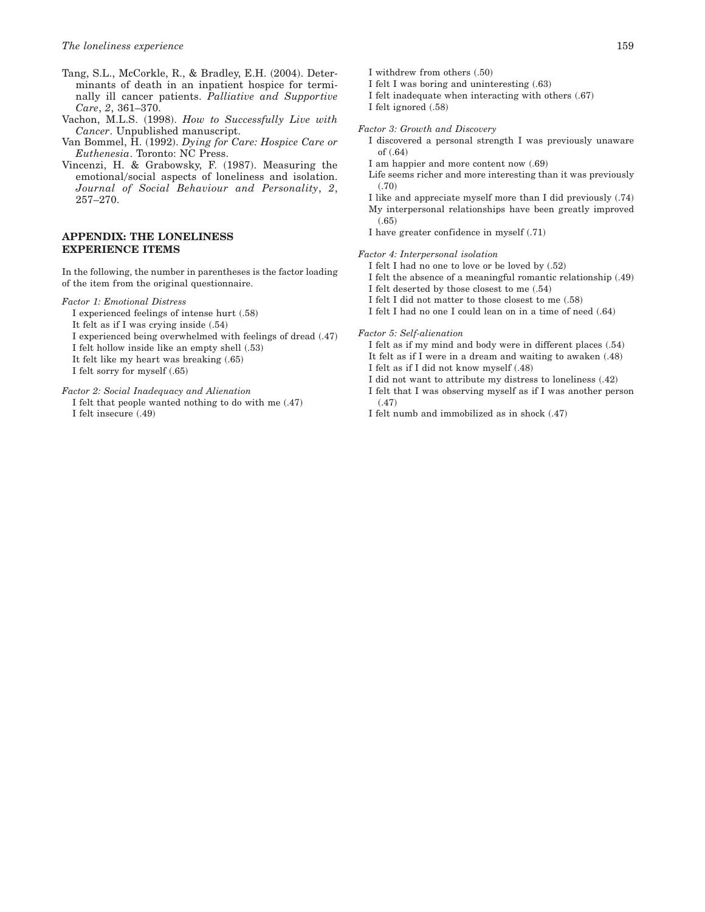Tang, S.L., McCorkle, R., & Bradley, E.H. (2004). Determinants of death in an inpatient hospice for terminally ill cancer patients. *Palliative and Supportive Care*, *2*, 361–370.

Vachon, M.L.S. (1998). *How to Successfully Live with Cancer*. Unpublished manuscript.

Van Bommel, H. (1992). *Dying for Care: Hospice Care or Euthenesia*. Toronto: NC Press.

Vincenzi, H. & Grabowsky, F. (1987). Measuring the emotional/social aspects of loneliness and isolation. *Journal of Social Behaviour and Personality*, *2*, 257–270.

## APPENDIX: THE LONELINESS EXPERIENCE ITEMS

In the following, the number in parentheses is the factor loading of the item from the original questionnaire.

*Factor 1: Emotional Distress*

- I experienced feelings of intense hurt (.58)
- It felt as if I was crying inside (.54)
- I experienced being overwhelmed with feelings of dread (.47)
- I felt hollow inside like an empty shell (.53)
- It felt like my heart was breaking (.65)
- I felt sorry for myself (.65)

*Factor 2: Social Inadequacy and Alienation*

- I felt that people wanted nothing to do with me (.47)
- I felt insecure (.49)
- I withdrew from others (.50)
- I felt I was boring and uninteresting (.63)
- I felt inadequate when interacting with others (.67)
- I felt ignored (.58)

*Factor 3: Growth and Discovery*

- I discovered a personal strength I was previously unaware of (.64)
- I am happier and more content now (.69)
- Life seems richer and more interesting than it was previously (.70)
- I like and appreciate myself more than I did previously (.74)
- My interpersonal relationships have been greatly improved (.65)
- I have greater confidence in myself (.71)

*Factor 4: Interpersonal isolation*

- I felt I had no one to love or be loved by (.52)
- I felt the absence of a meaningful romantic relationship (.49)
- I felt deserted by those closest to me (.54)
- I felt I did not matter to those closest to me (.58)
- I felt I had no one I could lean on in a time of need (.64)

*Factor 5: Self-alienation*

- I felt as if my mind and body were in different places (.54)
- It felt as if I were in a dream and waiting to awaken (.48)
- I felt as if I did not know myself (.48)
- I did not want to attribute my distress to loneliness (.42)
- I felt that I was observing myself as if I was another person (.47)
- I felt numb and immobilized as in shock (.47)